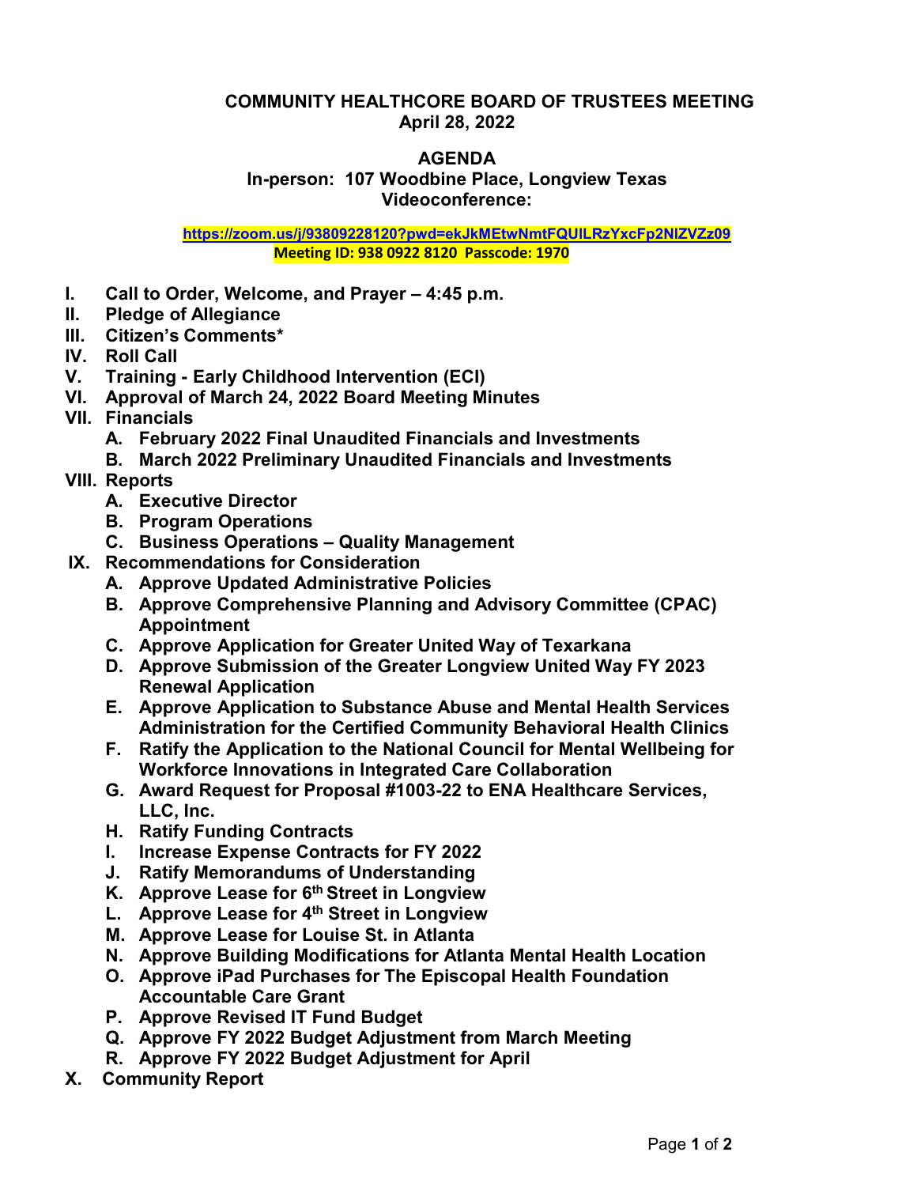# COMMUNITY HEALTHCORE BOARD OF TRUSTEES MEETING
## April 28, 2022

## AGENDA
### In-person: 107 Woodbine Place, Longview Texas
### Videoconference:

https://zoom.us/j/93809228120?pwd=ekJkMEtwNmtFQUlLRzYxcFp2NlZVZz09
**Meeting ID: 938 0922 8120 Passcode: 1970**

- **I. Call to Order, Welcome, and Prayer – 4:45 p.m.**
- **II. Pledge of Allegiance**
- **III. Citizen's Comments***
- **IV. Roll Call**
- **V. Training - Early Childhood Intervention (ECI)**
- **VI. Approval of March 24, 2022 Board Meeting Minutes**
- **VII. Financials**
  - **A. February 2022 Final Unaudited Financials and Investments**
  - **B. March 2022 Preliminary Unaudited Financials and Investments**
- **VIII. Reports**
  - **A. Executive Director**
  - **B. Program Operations**
  - **C. Business Operations – Quality Management**
- **IX. Recommendations for Consideration**
  - **A. Approve Updated Administrative Policies**
  - **B. Approve Comprehensive Planning and Advisory Committee (CPAC) Appointment**
  - **C. Approve Application for Greater United Way of Texarkana**
  - **D. Approve Submission of the Greater Longview United Way FY 2023 Renewal Application**
  - **E. Approve Application to Substance Abuse and Mental Health Services Administration for the Certified Community Behavioral Health Clinics**
  - **F. Ratify the Application to the National Council for Mental Wellbeing for Workforce Innovations in Integrated Care Collaboration**
  - **G. Award Request for Proposal #1003-22 to ENA Healthcare Services, LLC, Inc.**
  - **H. Ratify Funding Contracts**
  - **I. Increase Expense Contracts for FY 2022**
  - **J. Ratify Memorandums of Understanding**
  - **K. Approve Lease for 6th Street in Longview**
  - **L. Approve Lease for 4th Street in Longview**
  - **M. Approve Lease for Louise St. in Atlanta**
  - **N. Approve Building Modifications for Atlanta Mental Health Location**
  - **O. Approve iPad Purchases for The Episcopal Health Foundation Accountable Care Grant**
  - **P. Approve Revised IT Fund Budget**
  - **Q. Approve FY 2022 Budget Adjustment from March Meeting**
  - **R. Approve FY 2022 Budget Adjustment for April**
- **X. Community Report**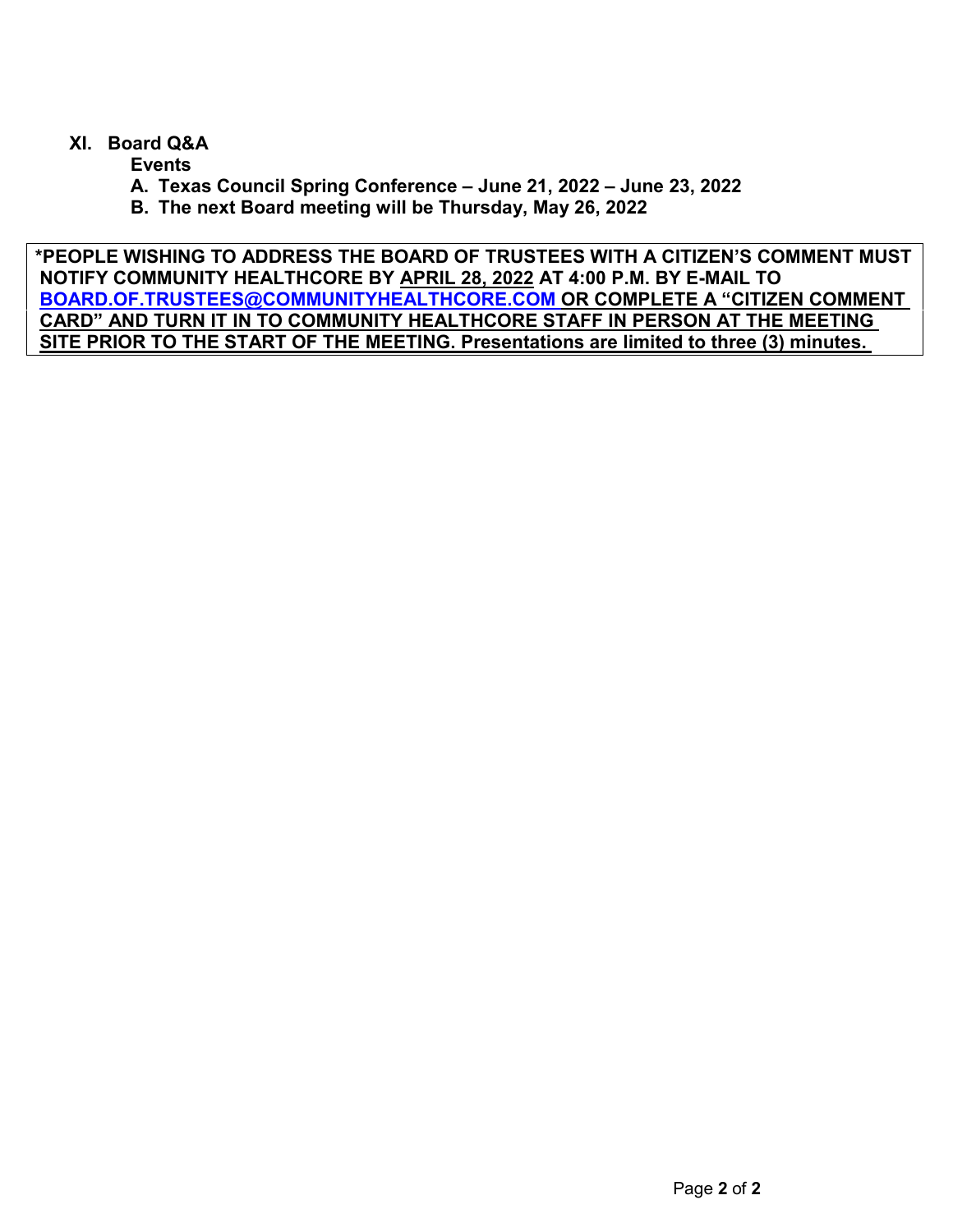**XI. Board Q&A**

**Events**

**A. Texas Council Spring Conference – June 21, 2022 – June 23, 2022**

**B. The next Board meeting will be Thursday, May 26, 2022**

**\*PEOPLE WISHING TO ADDRESS THE BOARD OF TRUSTEES WITH A CITIZEN'S COMMENT MUST NOTIFY COMMUNITY HEALTHCORE BY <u>APRIL 28, 2022</u> AT 4:00 P.M. BY E-MAIL TO <u>BOARD.OF.TRUSTEES@COMMUNITYHEALTHCORE.COM</u> <u>OR COMPLETE A "CITIZEN COMMENT CARD" AND TURN IT IN TO COMMUNITY HEALTHCORE STAFF IN PERSON AT THE MEETING SITE PRIOR TO THE START OF THE MEETING. Presentations are limited to three (3) minutes.</u>**